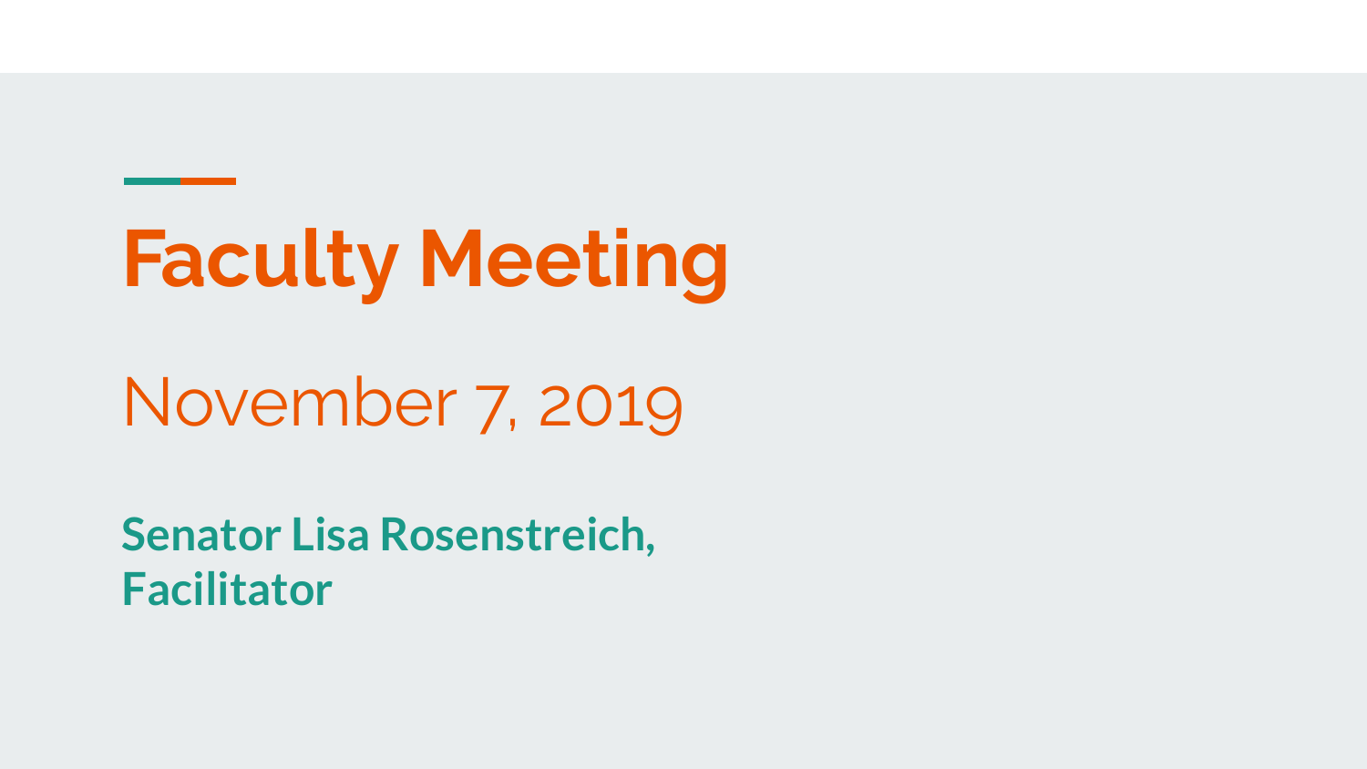# Faculty Meeting

November 7, 2019

**Senator Lisa Rosenstreich, Facilitator**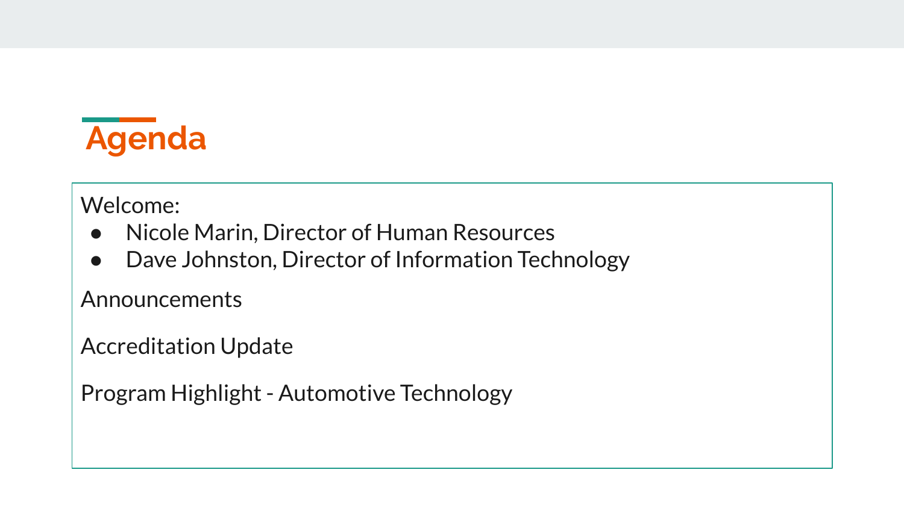# Agenda

Welcome:

- Nicole Marin, Director of Human Resources
- Dave Johnston, Director of Information Technology

Announcements

Accreditation Update

Program Highlight - Automotive Technology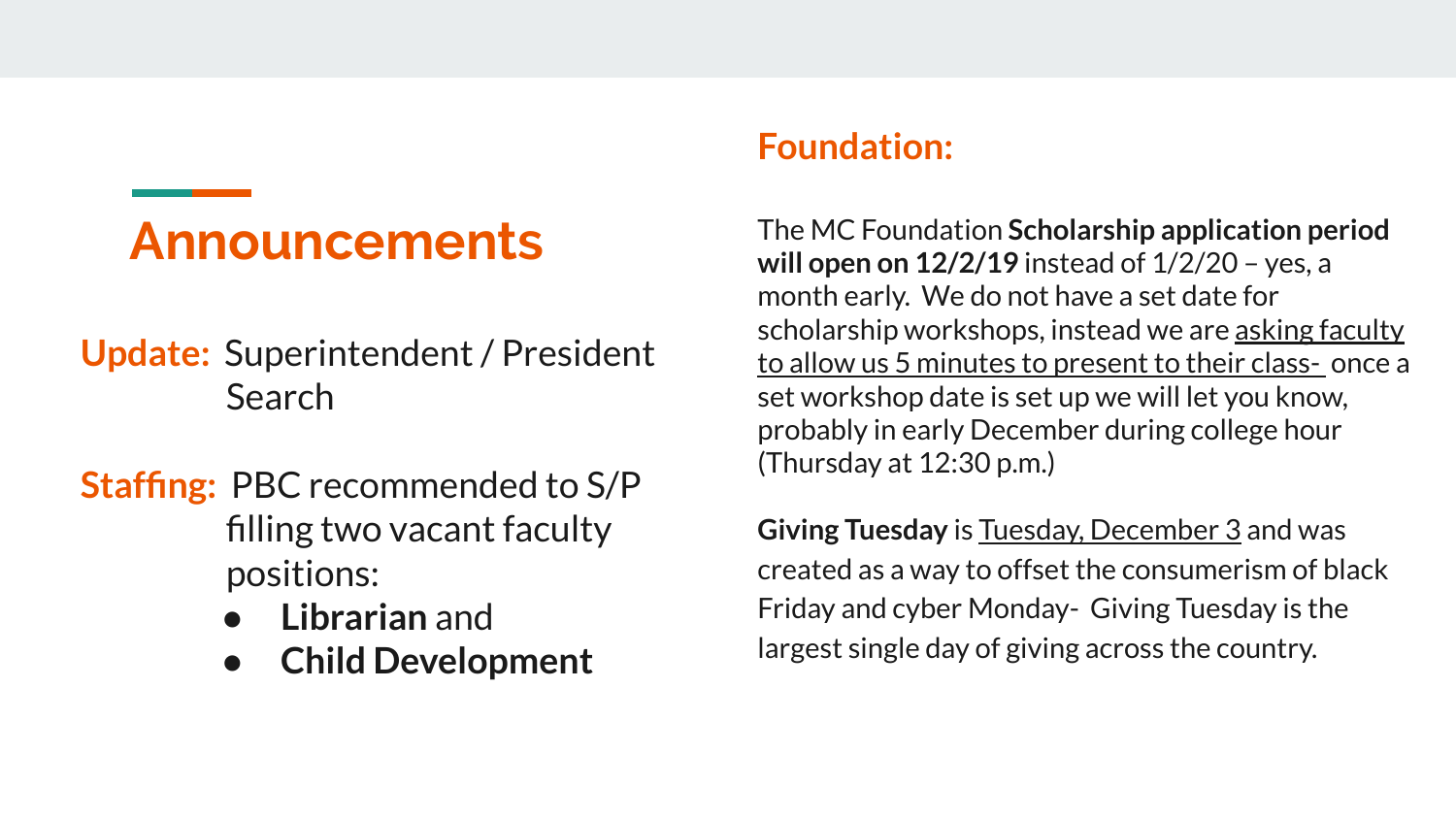# Announcements

**Update:** Superintendent / President Search

**Staffing:** PBC recommended to S/P filling two vacant faculty positions:

- **Librarian** and
- **Child Development**

## Foundation:

The MC Foundation **Scholarship application period will open on 12/2/19** instead of 1/2/20 – yes, a month early. We do not have a set date for scholarship workshops, instead we are asking faculty to allow us 5 minutes to present to their class- once a set workshop date is set up we will let you know, probably in early December during college hour (Thursday at 12:30 p.m.)

**Giving Tuesday** is Tuesday, December 3 and was created as a way to offset the consumerism of black Friday and cyber Monday- Giving Tuesday is the largest single day of giving across the country.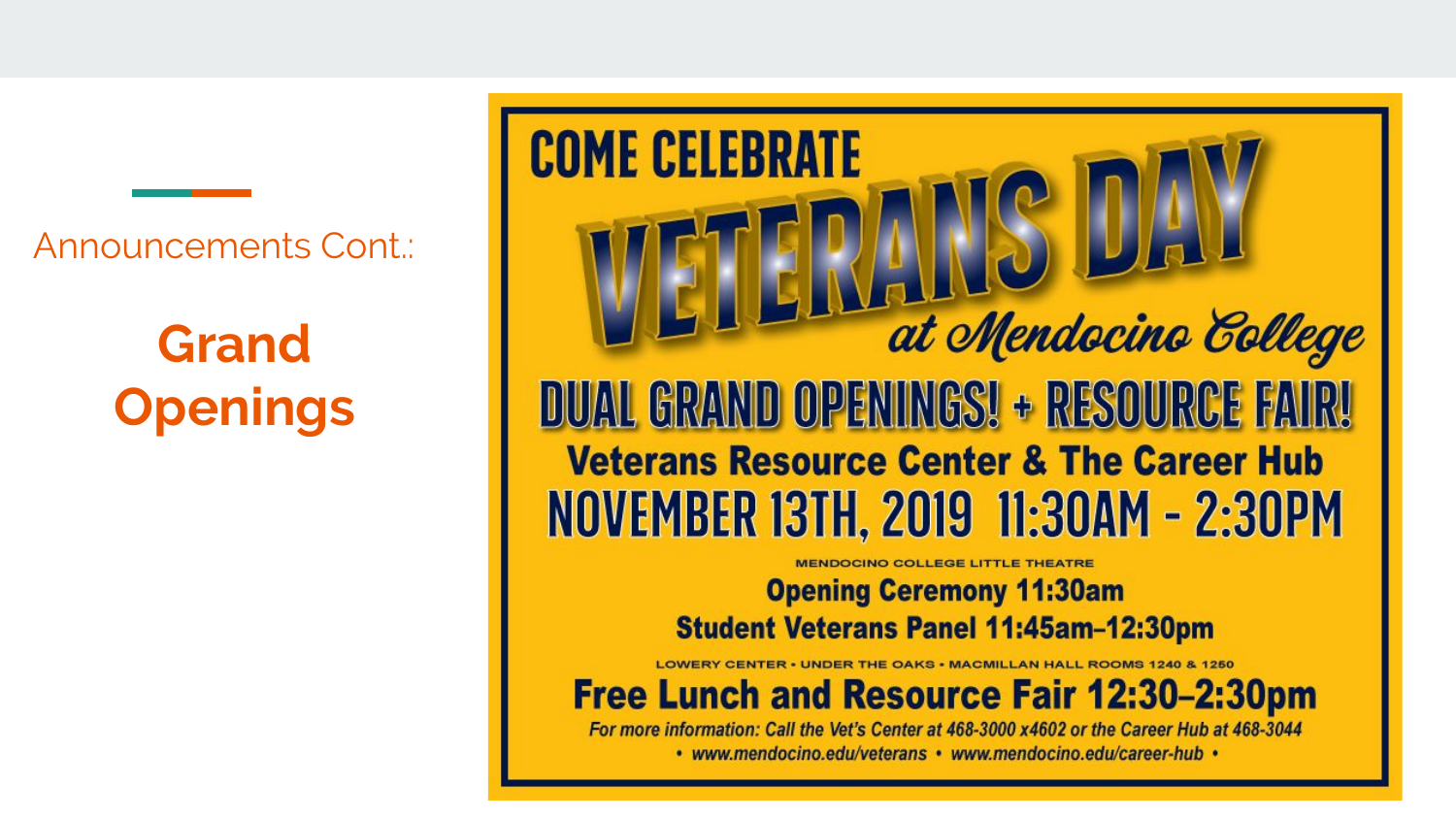Announcements Cont.:

## Grand Openings

COME CELEBRATE

# VETERANS DAY

*at Mendocino College*

## DUAL GRAND OPENINGS! + RESOURCE FAIR!

**Veterans Resource Center & The Career Hub**

## NOVEMBER 13TH, 2019 11:30AM - 2:30PM

MENDOCINO COLLEGE LITTLE THEATRE

**Opening Ceremony 11:30am**

**Student Veterans Panel 11:45am–12:30pm**

LOWERY CENTER • UNDER THE OAKS • MACMILLAN HALL ROOMS 1240 & 1250

**Free Lunch and Resource Fair 12:30–2:30pm**

*For more information: Call the Vet's Center at 468-3000 x4602 or the Career Hub at 468-3044*

*• www.mendocino.edu/veterans • www.mendocino.edu/career-hub •*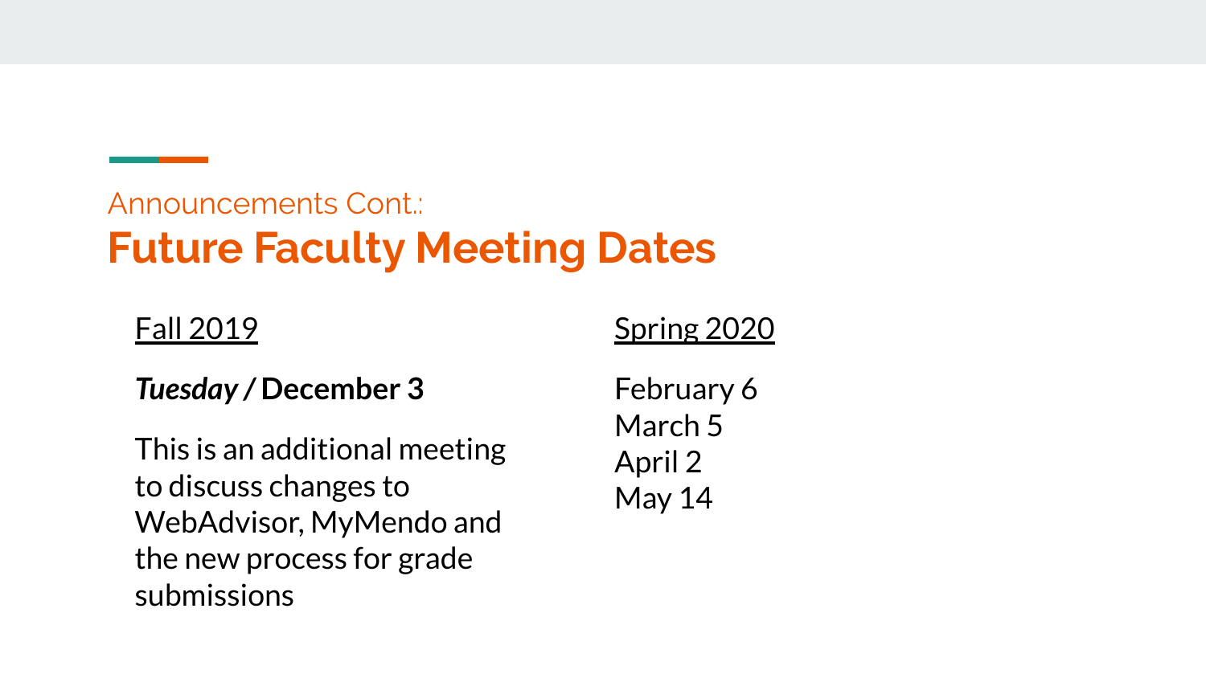Announcements Cont.:

# Future Faculty Meeting Dates

Fall 2019

***Tuesday* / December 3**

This is an additional meeting to discuss changes to WebAdvisor, MyMendo and the new process for grade submissions

Spring 2020

February 6
March 5
April 2
May 14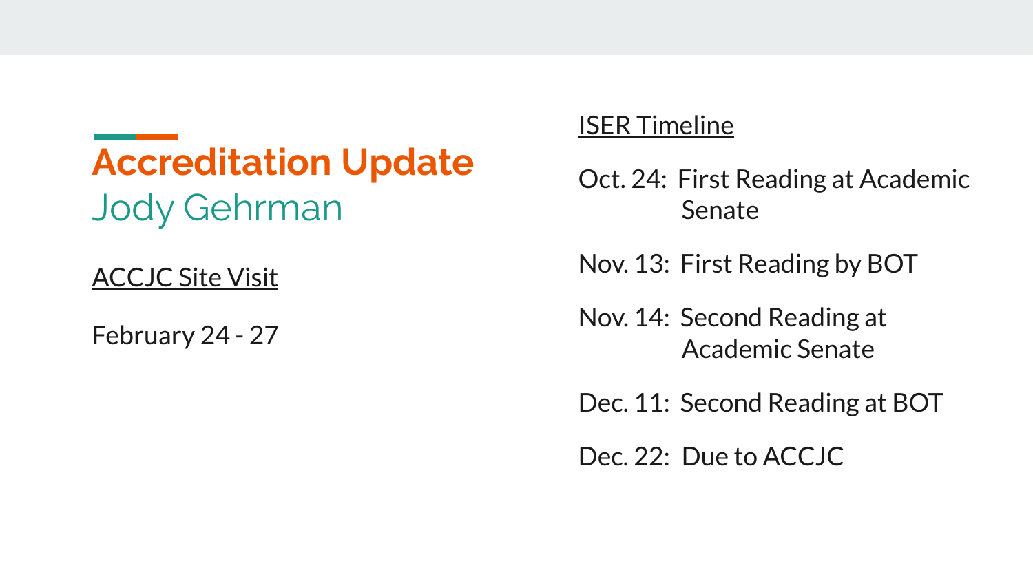# Accreditation Update

Jody Gehrman

<u>ACCJC Site Visit</u>

February 24 - 27

<u>ISER Timeline</u>

Oct. 24: First Reading at Academic Senate

Nov. 13: First Reading by BOT

Nov. 14: Second Reading at Academic Senate

Dec. 11: Second Reading at BOT

Dec. 22: Due to ACCJC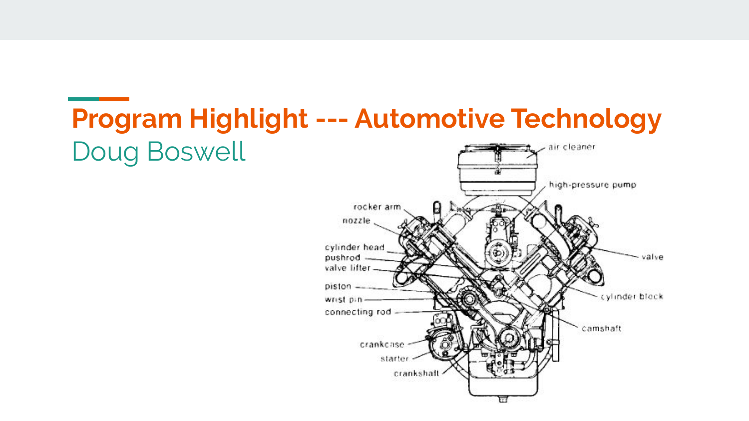## Program Highlight --- Automotive Technology

Doug Boswell